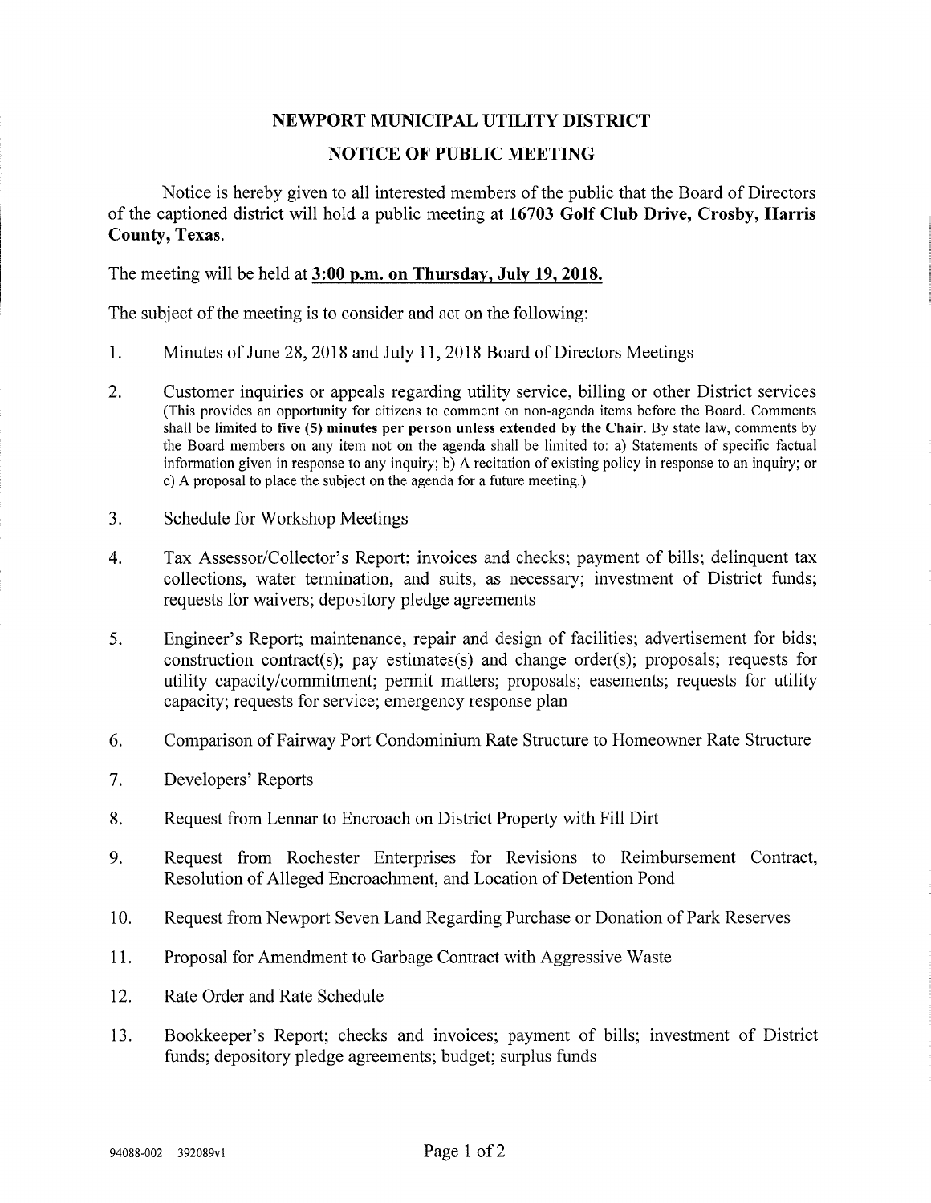# NEWPORT MUNICIPAL UTILITY DISTRICT

## NOTICE OF PUBLIC MEETING

Notice is hereby given to all interested members of the public that the Board of Directors of the captioned district will hold a public meeting at **16703 Golf Club Drive, Crosby, Harris County, Texas.**

The meeting will be held at **3:00 p.m. on Thursday, July 19, 2018.**

The subject of the meeting is to consider and act on the following:

1. Minutes of June 28, 2018 and July 11, 2018 Board of Directors Meetings

2. Customer inquiries or appeals regarding utility service, billing or other District services (This provides an opportunity for citizens to comment on non-agenda items before the Board. Comments shall be limited to **five (5) minutes per person unless extended by the Chair**. By state law, comments by the Board members on any item not on the agenda shall be limited to: a) Statements of specific factual information given in response to any inquiry; b) A recitation of existing policy in response to an inquiry; or c) A proposal to place the subject on the agenda for a future meeting.)

3. Schedule for Workshop Meetings

4. Tax Assessor/Collector's Report; invoices and checks; payment of bills; delinquent tax collections, water termination, and suits, as necessary; investment of District funds; requests for waivers; depository pledge agreements

5. Engineer's Report; maintenance, repair and design of facilities; advertisement for bids; construction contract(s); pay estimates(s) and change order(s); proposals; requests for utility capacity/commitment; permit matters; proposals; easements; requests for utility capacity; requests for service; emergency response plan

6. Comparison of Fairway Port Condominium Rate Structure to Homeowner Rate Structure

7. Developers' Reports

8. Request from Lennar to Encroach on District Property with Fill Dirt

9. Request from Rochester Enterprises for Revisions to Reimbursement Contract, Resolution of Alleged Encroachment, and Location of Detention Pond

10. Request from Newport Seven Land Regarding Purchase or Donation of Park Reserves

11. Proposal for Amendment to Garbage Contract with Aggressive Waste

12. Rate Order and Rate Schedule

13. Bookkeeper's Report; checks and invoices; payment of bills; investment of District funds; depository pledge agreements; budget; surplus funds

94088-002 392089v1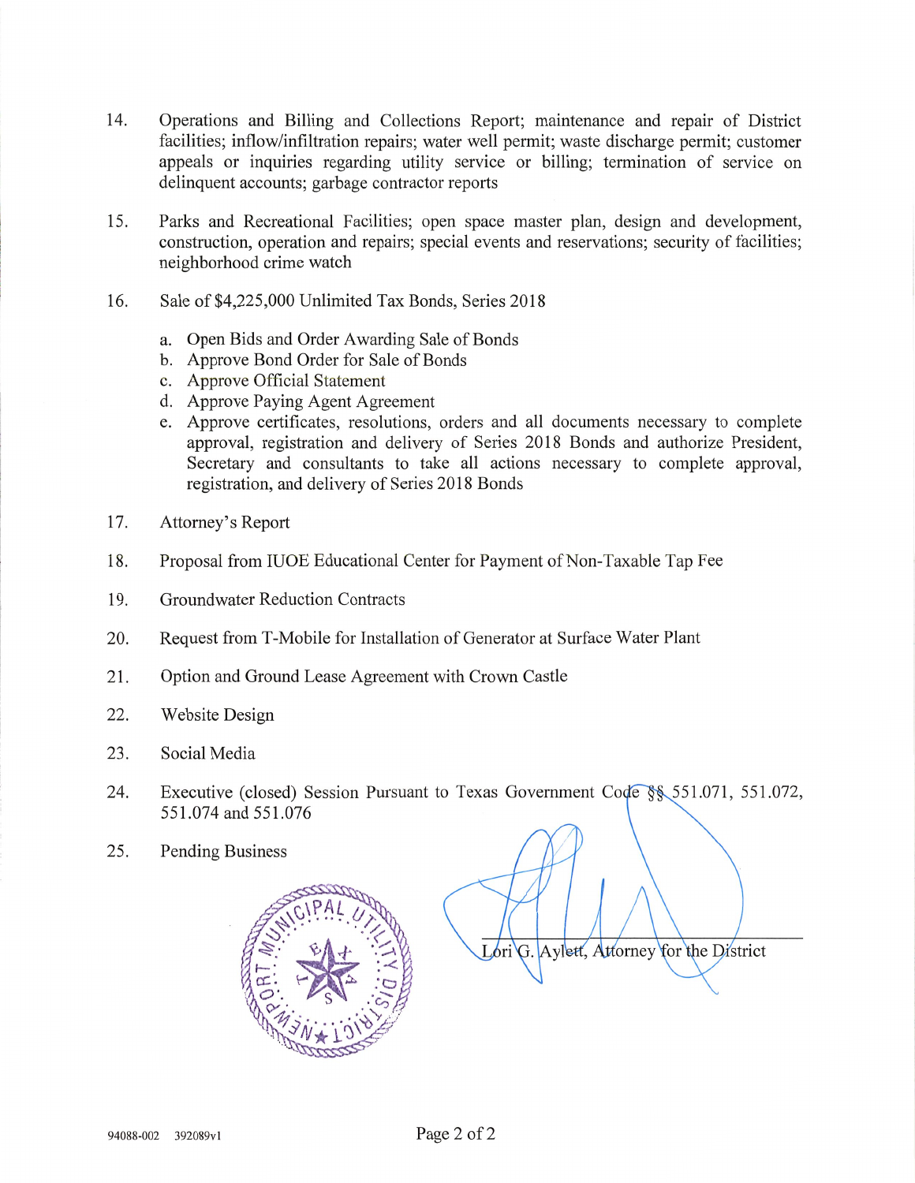14. Operations and Billing and Collections Report; maintenance and repair of District facilities; inflow/infiltration repairs; water well permit; waste discharge permit; customer appeals or inquiries regarding utility service or billing; termination of service on delinquent accounts; garbage contractor reports

15. Parks and Recreational Facilities; open space master plan, design and development, construction, operation and repairs; special events and reservations; security of facilities; neighborhood crime watch

16. Sale of $4,225,000 Unlimited Tax Bonds, Series 2018

    a. Open Bids and Order Awarding Sale of Bonds
    b. Approve Bond Order for Sale of Bonds
    c. Approve Official Statement
    d. Approve Paying Agent Agreement
    e. Approve certificates, resolutions, orders and all documents necessary to complete approval, registration and delivery of Series 2018 Bonds and authorize President, Secretary and consultants to take all actions necessary to complete approval, registration, and delivery of Series 2018 Bonds

17. Attorney's Report

18. Proposal from IUOE Educational Center for Payment of Non-Taxable Tap Fee

19. Groundwater Reduction Contracts

20. Request from T-Mobile for Installation of Generator at Surface Water Plant

21. Option and Ground Lease Agreement with Crown Castle

22. Website Design

23. Social Media

24. Executive (closed) Session Pursuant to Texas Government Code §§ 551.071, 551.072, 551.074 and 551.076

25. Pending Business

NEWPORT MUNICIPAL UTILITY DISTRICT TEXAS

Lori G. Aylett, Attorney for the District

94088-002 392089v1